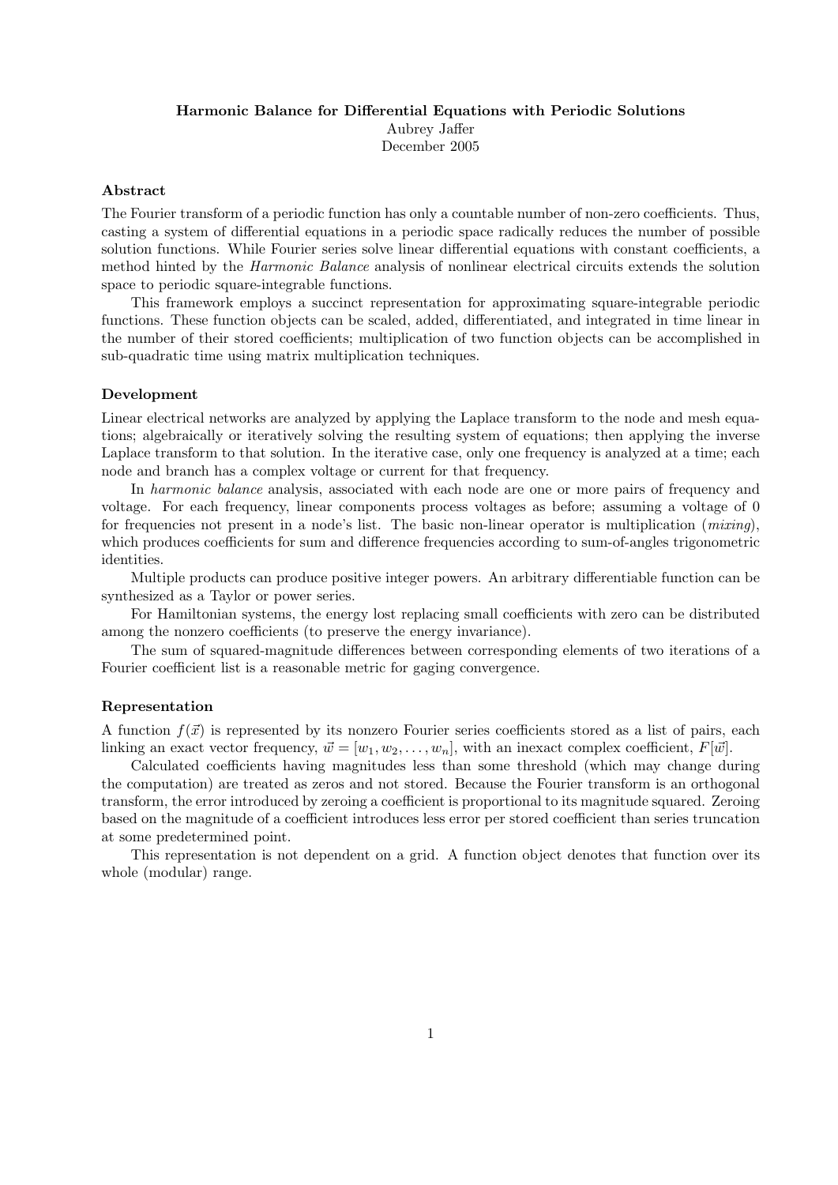# Harmonic Balance for Differential Equations with Periodic Solutions

Aubrey Jaffer

December 2005

## Abstract

The Fourier transform of a periodic function has only a countable number of non-zero coefficients. Thus, casting a system of differential equations in a periodic space radically reduces the number of possible solution functions. While Fourier series solve linear differential equations with constant coefficients, a method hinted by the *Harmonic Balance* analysis of nonlinear electrical circuits extends the solution space to periodic square-integrable functions.

This framework employs a succinct representation for approximating square-integrable periodic functions. These function objects can be scaled, added, differentiated, and integrated in time linear in the number of their stored coefficients; multiplication of two function objects can be accomplished in sub-quadratic time using matrix multiplication techniques.

## Development

Linear electrical networks are analyzed by applying the Laplace transform to the node and mesh equations; algebraically or iteratively solving the resulting system of equations; then applying the inverse Laplace transform to that solution. In the iterative case, only one frequency is analyzed at a time; each node and branch has a complex voltage or current for that frequency.

In *harmonic balance* analysis, associated with each node are one or more pairs of frequency and voltage. For each frequency, linear components process voltages as before; assuming a voltage of 0 for frequencies not present in a node's list. The basic non-linear operator is multiplication (*mixing*), which produces coefficients for sum and difference frequencies according to sum-of-angles trigonometric identities.

Multiple products can produce positive integer powers. An arbitrary differentiable function can be synthesized as a Taylor or power series.

For Hamiltonian systems, the energy lost replacing small coefficients with zero can be distributed among the nonzero coefficients (to preserve the energy invariance).

The sum of squared-magnitude differences between corresponding elements of two iterations of a Fourier coefficient list is a reasonable metric for gaging convergence.

## Representation

A function $f(\vec{x})$ is represented by its nonzero Fourier series coefficients stored as a list of pairs, each linking an exact vector frequency, $\vec{w} = [w_1, w_2, \ldots, w_n]$, with an inexact complex coefficient, $F[\vec{w}]$.

Calculated coefficients having magnitudes less than some threshold (which may change during the computation) are treated as zeros and not stored. Because the Fourier transform is an orthogonal transform, the error introduced by zeroing a coefficient is proportional to its magnitude squared. Zeroing based on the magnitude of a coefficient introduces less error per stored coefficient than series truncation at some predetermined point.

This representation is not dependent on a grid. A function object denotes that function over its whole (modular) range.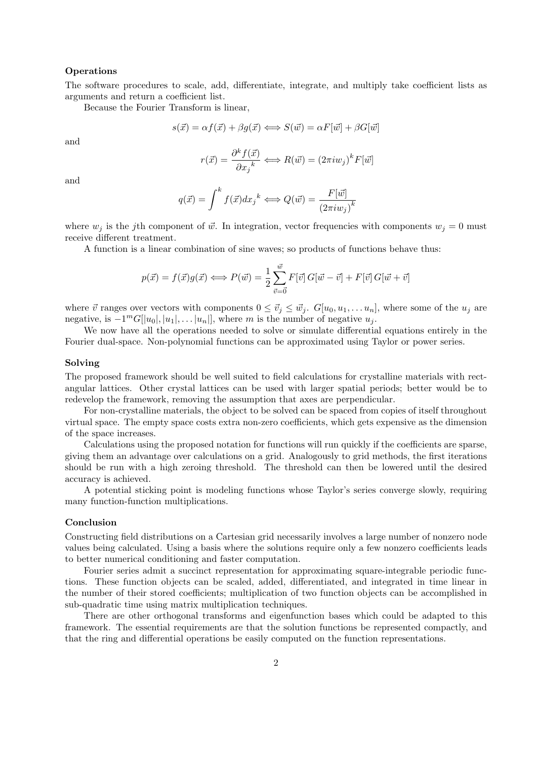### Operations

The software procedures to scale, add, differentiate, integrate, and multiply take coefficient lists as arguments and return a coefficient list.

Because the Fourier Transform is linear,

$$s(\vec{x}) = \alpha f(\vec{x}) + \beta g(\vec{x}) \Longleftrightarrow S(\vec{w}) = \alpha F[\vec{w}] + \beta G[\vec{w}]$$

and

$$r(\vec{x}) = \frac{\partial^k f(\vec{x})}{\partial {x_j}^k} \Longleftrightarrow R(\vec{w}) = (2\pi i w_j)^k F[\vec{w}]$$

and

$$q(\vec{x}) = \int^k f(\vec{x}) d{x_j}^k \Longleftrightarrow Q(\vec{w}) = \frac{F[\vec{w}]}{(2\pi i w_j)^k}$$

where $w_j$ is the $j$th component of $\vec{w}$. In integration, vector frequencies with components $w_j = 0$ must receive different treatment.

A function is a linear combination of sine waves; so products of functions behave thus:

$$p(\vec{x}) = f(\vec{x})g(\vec{x}) \Longleftrightarrow P(\vec{w}) = \frac{1}{2} \sum_{\vec{v}=\vec{0}}^{\vec{w}} F[\vec{v}]\, G[\vec{w} - \vec{v}] + F[\vec{v}]\, G[\vec{w} + \vec{v}]$$

where $\vec{v}$ ranges over vectors with components $0 \le \vec{v}_j \le \vec{w}_j$. $G[u_0, u_1, \ldots u_n]$, where some of the $u_j$ are negative, is $-1^m G[|u_0|, |u_1|, \ldots |u_n|]$, where $m$ is the number of negative $u_j$.

We now have all the operations needed to solve or simulate differential equations entirely in the Fourier dual-space. Non-polynomial functions can be approximated using Taylor or power series.

### Solving

The proposed framework should be well suited to field calculations for crystalline materials with rectangular lattices. Other crystal lattices can be used with larger spatial periods; better would be to redevelop the framework, removing the assumption that axes are perpendicular.

For non-crystalline materials, the object to be solved can be spaced from copies of itself throughout virtual space. The empty space costs extra non-zero coefficients, which gets expensive as the dimension of the space increases.

Calculations using the proposed notation for functions will run quickly if the coefficients are sparse, giving them an advantage over calculations on a grid. Analogously to grid methods, the first iterations should be run with a high zeroing threshold. The threshold can then be lowered until the desired accuracy is achieved.

A potential sticking point is modeling functions whose Taylor's series converge slowly, requiring many function-function multiplications.

### Conclusion

Constructing field distributions on a Cartesian grid necessarily involves a large number of nonzero node values being calculated. Using a basis where the solutions require only a few nonzero coefficients leads to better numerical conditioning and faster computation.

Fourier series admit a succinct representation for approximating square-integrable periodic functions. These function objects can be scaled, added, differentiated, and integrated in time linear in the number of their stored coefficients; multiplication of two function objects can be accomplished in sub-quadratic time using matrix multiplication techniques.

There are other orthogonal transforms and eigenfunction bases which could be adapted to this framework. The essential requirements are that the solution functions be represented compactly, and that the ring and differential operations be easily computed on the function representations.